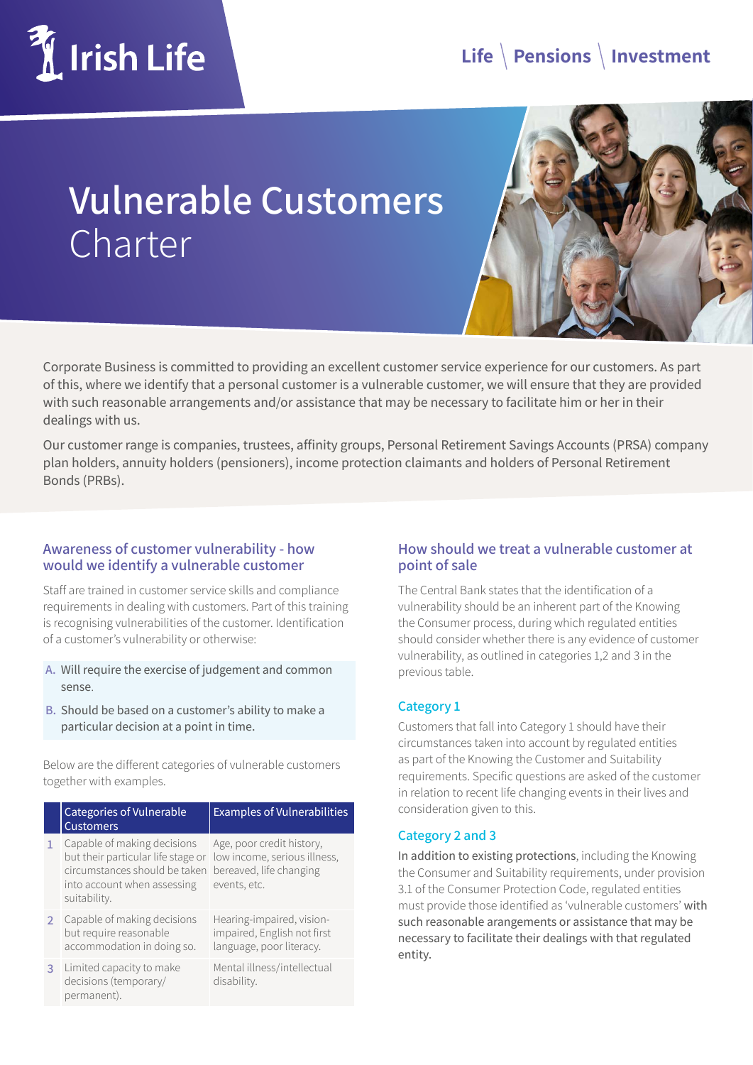Irish Life

Life | Pensions | Investment

# Vulnerable Customers Charter

Corporate Business is committed to providing an excellent customer service experience for our customers. As part of this, where we identify that a personal customer is a vulnerable customer, we will ensure that they are provided with such reasonable arrangements and/or assistance that may be necessary to facilitate him or her in their dealings with us.

Our customer range is companies, trustees, affinity groups, Personal Retirement Savings Accounts (PRSA) company plan holders, annuity holders (pensioners), income protection claimants and holders of Personal Retirement Bonds (PRBs).

## Awareness of customer vulnerability - how would we identify a vulnerable customer

Staff are trained in customer service skills and compliance requirements in dealing with customers. Part of this training is recognising vulnerabilities of the customer. Identification of a customer's vulnerability or otherwise:

A. Will require the exercise of judgement and common sense.

B. Should be based on a customer's ability to make a particular decision at a point in time.

Below are the different categories of vulnerable customers together with examples.

| | Categories of Vulnerable Customers | Examples of Vulnerabilities |
|---|---|---|
| 1 | Capable of making decisions but their particular life stage or circumstances should be taken into account when assessing suitability. | Age, poor credit history, low income, serious illness, bereaved, life changing events, etc. |
| 2 | Capable of making decisions but require reasonable accommodation in doing so. | Hearing-impaired, vision-impaired, English not first language, poor literacy. |
| 3 | Limited capacity to make decisions (temporary/ permanent). | Mental illness/intellectual disability. |

## How should we treat a vulnerable customer at point of sale

The Central Bank states that the identification of a vulnerability should be an inherent part of the Knowing the Consumer process, during which regulated entities should consider whether there is any evidence of customer vulnerability, as outlined in categories 1,2 and 3 in the previous table.

### Category 1

Customers that fall into Category 1 should have their circumstances taken into account by regulated entities as part of the Knowing the Customer and Suitability requirements. Specific questions are asked of the customer in relation to recent life changing events in their lives and consideration given to this.

### Category 2 and 3

In addition to existing protections, including the Knowing the Consumer and Suitability requirements, under provision 3.1 of the Consumer Protection Code, regulated entities must provide those identified as 'vulnerable customers' with such reasonable arrangements or assistance that may be necessary to facilitate their dealings with that regulated entity.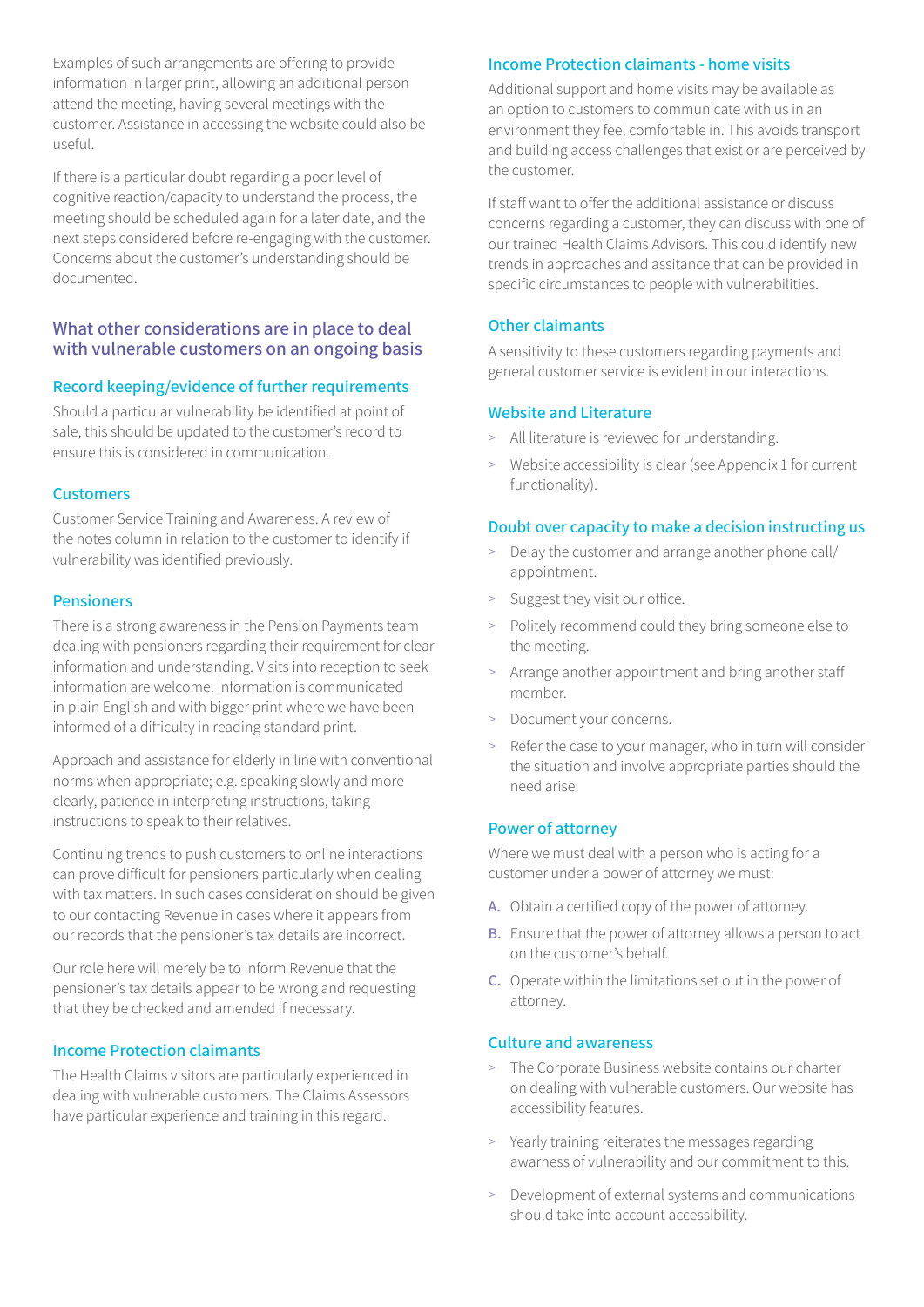Examples of such arrangements are offering to provide information in larger print, allowing an additional person attend the meeting, having several meetings with the customer. Assistance in accessing the website could also be useful.

If there is a particular doubt regarding a poor level of cognitive reaction/capacity to understand the process, the meeting should be scheduled again for a later date, and the next steps considered before re-engaging with the customer. Concerns about the customer's understanding should be documented.

## What other considerations are in place to deal with vulnerable customers on an ongoing basis

### Record keeping/evidence of further requirements

Should a particular vulnerability be identified at point of sale, this should be updated to the customer's record to ensure this is considered in communication.

### Customers

Customer Service Training and Awareness. A review of the notes column in relation to the customer to identify if vulnerability was identified previously.

### Pensioners

There is a strong awareness in the Pension Payments team dealing with pensioners regarding their requirement for clear information and understanding. Visits into reception to seek information are welcome. Information is communicated in plain English and with bigger print where we have been informed of a difficulty in reading standard print.

Approach and assistance for elderly in line with conventional norms when appropriate; e.g. speaking slowly and more clearly, patience in interpreting instructions, taking instructions to speak to their relatives.

Continuing trends to push customers to online interactions can prove difficult for pensioners particularly when dealing with tax matters. In such cases consideration should be given to our contacting Revenue in cases where it appears from our records that the pensioner's tax details are incorrect.

Our role here will merely be to inform Revenue that the pensioner's tax details appear to be wrong and requesting that they be checked and amended if necessary.

### Income Protection claimants

The Health Claims visitors are particularly experienced in dealing with vulnerable customers. The Claims Assessors have particular experience and training in this regard.

### Income Protection claimants - home visits

Additional support and home visits may be available as an option to customers to communicate with us in an environment they feel comfortable in. This avoids transport and building access challenges that exist or are perceived by the customer.

If staff want to offer the additional assistance or discuss concerns regarding a customer, they can discuss with one of our trained Health Claims Advisors. This could identify new trends in approaches and assitance that can be provided in specific circumstances to people with vulnerabilities.

### Other claimants

A sensitivity to these customers regarding payments and general customer service is evident in our interactions.

### Website and Literature

> All literature is reviewed for understanding.

> Website accessibility is clear (see Appendix 1 for current functionality).

### Doubt over capacity to make a decision instructing us

> Delay the customer and arrange another phone call/ appointment.

> Suggest they visit our office.

> Politely recommend could they bring someone else to the meeting.

> Arrange another appointment and bring another staff member.

> Document your concerns.

> Refer the case to your manager, who in turn will consider the situation and involve appropriate parties should the need arise.

### Power of attorney

Where we must deal with a person who is acting for a customer under a power of attorney we must:

A. Obtain a certified copy of the power of attorney.

B. Ensure that the power of attorney allows a person to act on the customer's behalf.

C. Operate within the limitations set out in the power of attorney.

### Culture and awareness

> The Corporate Business website contains our charter on dealing with vulnerable customers. Our website has accessibility features.

> Yearly training reiterates the messages regarding awarness of vulnerability and our commitment to this.

> Development of external systems and communications should take into account accessibility.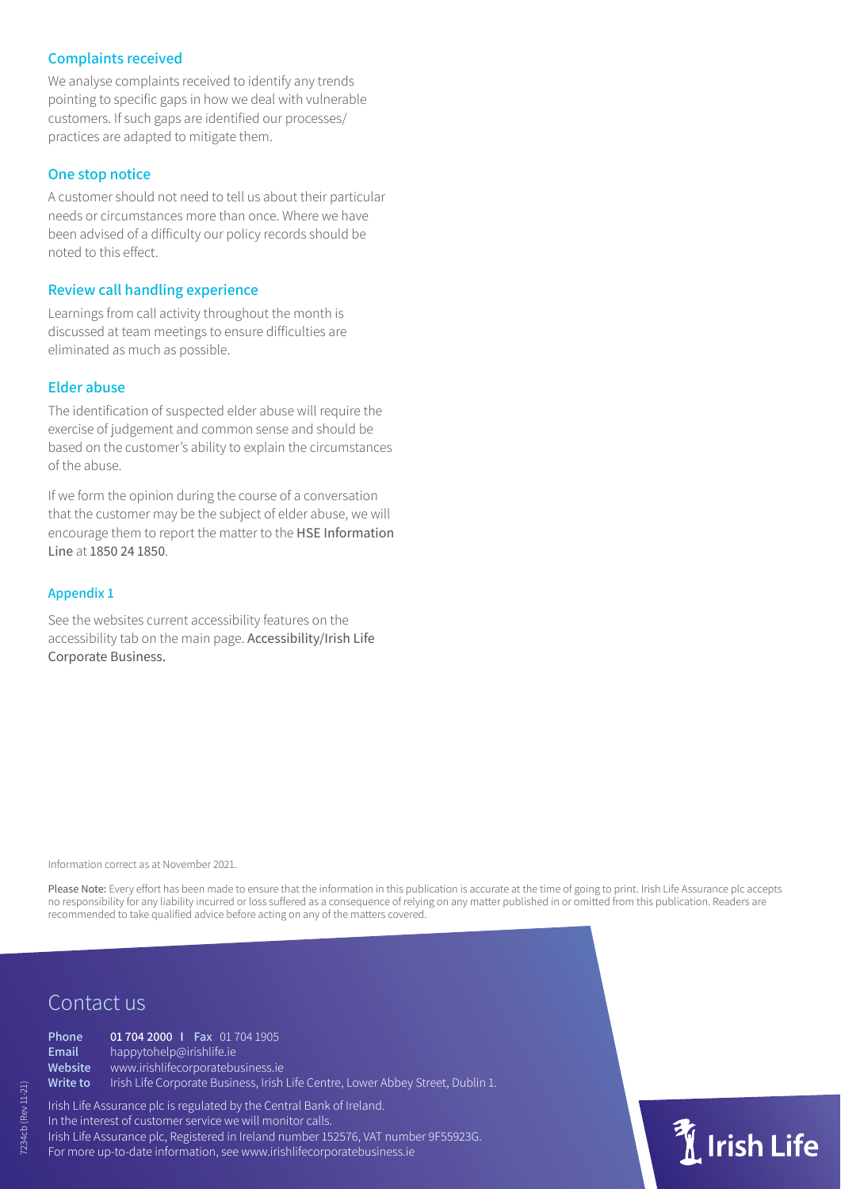## Complaints received

We analyse complaints received to identify any trends pointing to specific gaps in how we deal with vulnerable customers. If such gaps are identified our processes/ practices are adapted to mitigate them.

## One stop notice

A customer should not need to tell us about their particular needs or circumstances more than once. Where we have been advised of a difficulty our policy records should be noted to this effect.

## Review call handling experience

Learnings from call activity throughout the month is discussed at team meetings to ensure difficulties are eliminated as much as possible.

## Elder abuse

The identification of suspected elder abuse will require the exercise of judgement and common sense and should be based on the customer's ability to explain the circumstances of the abuse.

If we form the opinion during the course of a conversation that the customer may be the subject of elder abuse, we will encourage them to report the matter to the HSE Information Line at 1850 24 1850.

### Appendix 1

See the websites current accessibility features on the accessibility tab on the main page. Accessibility/Irish Life Corporate Business.

Information correct as at November 2021.

**Please Note:** Every effort has been made to ensure that the information in this publication is accurate at the time of going to print. Irish Life Assurance plc accepts no responsibility for any liability incurred or loss suffered as a consequence of relying on any matter published in or omitted from this publication. Readers are recommended to take qualified advice before acting on any of the matters covered.

## Contact us

**Phone** **01 704 2000** I **Fax** 01 704 1905
**Email** happytohelp@irishlife.ie
**Website** www.irishlifecorporatebusiness.ie
**Write to** Irish Life Corporate Business, Irish Life Centre, Lower Abbey Street, Dublin 1.

Irish Life Assurance plc is regulated by the Central Bank of Ireland.
In the interest of customer service we will monitor calls.
Irish Life Assurance plc, Registered in Ireland number 152576, VAT number 9F55923G.
For more up-to-date information, see www.irishlifecorporatebusiness.ie

7234cb (Rev 11-21)

Irish Life